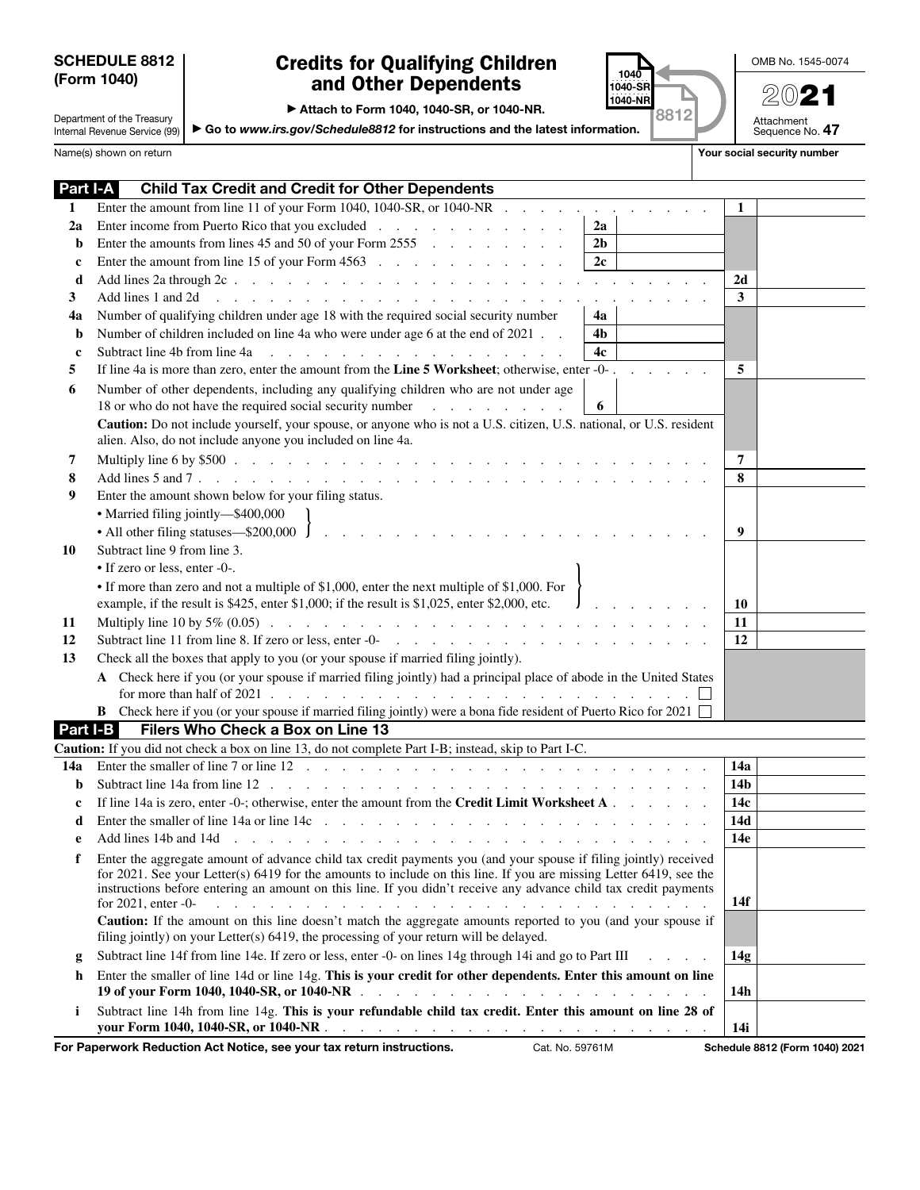**SCHEDULE 8812 (Form 1040)**

Department of the Treasury
Internal Revenue Service (99)

# Credits for Qualifying Children and Other Dependents

▶ Attach to Form 1040, 1040-SR, or 1040-NR.

▶ Go to *www.irs.gov/Schedule8812* for instructions and the latest information.

OMB No. 1545-0074

**2021**

Attachment Sequence No. **47**

Name(s) shown on return | **Your social security number**

## Part I-A Child Tax Credit and Credit for Other Dependents

| | | | | | |
|---|---|---|---|---|---|
| **1** | Enter the amount from line 11 of your Form 1040, 1040-SR, or 1040-NR | | | **1** | |
| **2a** | Enter income from Puerto Rico that you excluded | **2a** | | | |
| **b** | Enter the amounts from lines 45 and 50 of your Form 2555 | **2b** | | | |
| **c** | Enter the amount from line 15 of your Form 4563 | **2c** | | | |
| **d** | Add lines 2a through 2c | | | **2d** | |
| **3** | Add lines 1 and 2d | | | **3** | |
| **4a** | Number of qualifying children under age 18 with the required social security number | **4a** | | | |
| **b** | Number of children included on line 4a who were under age 6 at the end of 2021 | **4b** | | | |
| **c** | Subtract line 4b from line 4a | **4c** | | | |
| **5** | If line 4a is more than zero, enter the amount from the **Line 5 Worksheet**; otherwise, enter -0- | | | **5** | |
| **6** | Number of other dependents, including any qualifying children who are not under age 18 or who do not have the required social security number | **6** | | | |
| | **Caution:** Do not include yourself, your spouse, or anyone who is not a U.S. citizen, U.S. national, or U.S. resident alien. Also, do not include anyone you included on line 4a. | | | | |
| **7** | Multiply line 6 by $500 | | | **7** | |
| **8** | Add lines 5 and 7 | | | **8** | |
| **9** | Enter the amount shown below for your filing status. • Married filing jointly—$400,000 • All other filing statuses—$200,000 | | | **9** | |
| **10** | Subtract line 9 from line 3. • If zero or less, enter -0-. • If more than zero and not a multiple of $1,000, enter the next multiple of $1,000. For example, if the result is $425, enter $1,000; if the result is $1,025, enter $2,000, etc. | | | **10** | |
| **11** | Multiply line 10 by 5% (0.05) | | | **11** | |
| **12** | Subtract line 11 from line 8. If zero or less, enter -0- | | | **12** | |
| **13** | Check all the boxes that apply to you (or your spouse if married filing jointly). | | | | |
| | **A** Check here if you (or your spouse if married filing jointly) had a principal place of abode in the United States for more than half of 2021 ☐ | | | | |
| | **B** Check here if you (or your spouse if married filing jointly) were a bona fide resident of Puerto Rico for 2021 ☐ | | | | |

## Part I-B Filers Who Check a Box on Line 13

**Caution:** If you did not check a box on line 13, do not complete Part I-B; instead, skip to Part I-C.

| | | | |
|---|---|---|---|
| **14a** | Enter the smaller of line 7 or line 12 | **14a** | |
| **b** | Subtract line 14a from line 12 | **14b** | |
| **c** | If line 14a is zero, enter -0-; otherwise, enter the amount from the **Credit Limit Worksheet A** | **14c** | |
| **d** | Enter the smaller of line 14a or line 14c | **14d** | |
| **e** | Add lines 14b and 14d | **14e** | |
| **f** | Enter the aggregate amount of advance child tax credit payments you (and your spouse if filing jointly) received for 2021. See your Letter(s) 6419 for the amounts to include on this line. If you are missing Letter 6419, see the instructions before entering an amount on this line. If you didn't receive any advance child tax credit payments for 2021, enter -0- | **14f** | |
| | **Caution:** If the amount on this line doesn't match the aggregate amounts reported to you (and your spouse if filing jointly) on your Letter(s) 6419, the processing of your return will be delayed. | | |
| **g** | Subtract line 14f from line 14e. If zero or less, enter -0- on lines 14g through 14i and go to Part III | **14g** | |
| **h** | Enter the smaller of line 14d or line 14g. **This is your credit for other dependents. Enter this amount on line 19 of your Form 1040, 1040-SR, or 1040-NR** | **14h** | |
| **i** | Subtract line 14h from line 14g. **This is your refundable child tax credit. Enter this amount on line 28 of your Form 1040, 1040-SR, or 1040-NR** | **14i** | |

**For Paperwork Reduction Act Notice, see your tax return instructions.** Cat. No. 59761M **Schedule 8812 (Form 1040) 2021**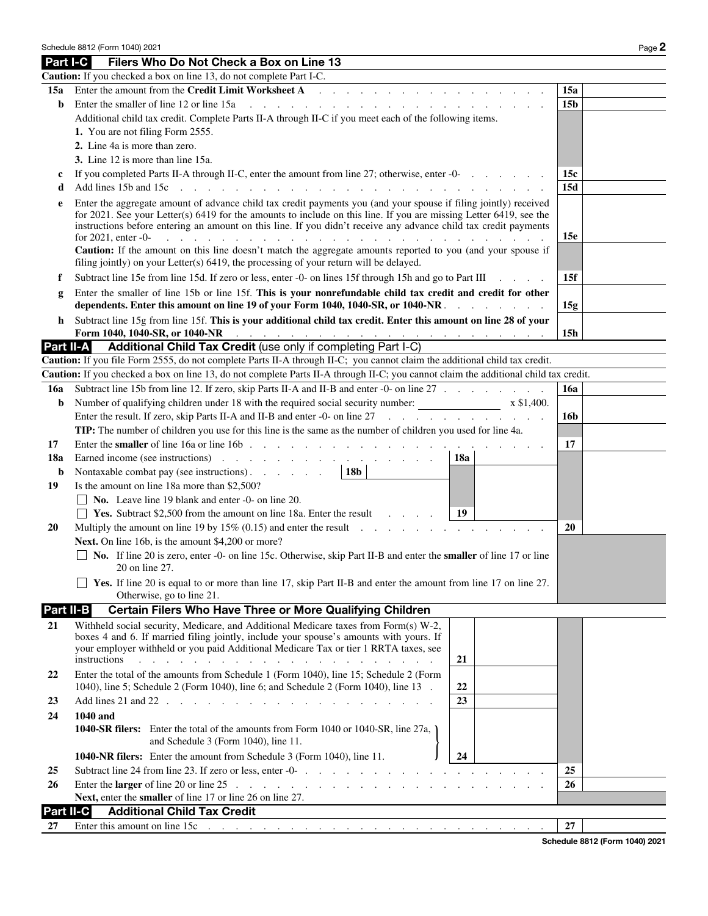## Part I-C Filers Who Do Not Check a Box on Line 13

**Caution:** If you checked a box on line 13, do not complete Part I-C.

| Line | Description | Box | Amount |
|---|---|---|---|
| 15a | Enter the amount from the **Credit Limit Worksheet A** | 15a | |
| b | Enter the smaller of line 12 or line 15a | 15b | |
| | Additional child tax credit. Complete Parts II-A through II-C if you meet each of the following items. | | |
| | 1. You are not filing Form 2555. | | |
| | 2. Line 4a is more than zero. | | |
| | 3. Line 12 is more than line 15a. | | |
| c | If you completed Parts II-A through II-C, enter the amount from line 27; otherwise, enter -0- | 15c | |
| d | Add lines 15b and 15c | 15d | |
| e | Enter the aggregate amount of advance child tax credit payments you (and your spouse if filing jointly) received for 2021. See your Letter(s) 6419 for the amounts to include on this line. If you are missing Letter 6419, see the instructions before entering an amount on this line. If you didn't receive any advance child tax credit payments for 2021, enter -0- | 15e | |
| | **Caution:** If the amount on this line doesn't match the aggregate amounts reported to you (and your spouse if filing jointly) on your Letter(s) 6419, the processing of your return will be delayed. | | |
| f | Subtract line 15e from line 15d. If zero or less, enter -0- on lines 15f through 15h and go to Part III | 15f | |
| g | Enter the smaller of line 15b or line 15f. **This is your nonrefundable child tax credit and credit for other dependents. Enter this amount on line 19 of your Form 1040, 1040-SR, or 1040-NR** | 15g | |
| h | Subtract line 15g from line 15f. **This is your additional child tax credit. Enter this amount on line 28 of your Form 1040, 1040-SR, or 1040-NR** | 15h | |

## Part II-A Additional Child Tax Credit (use only if completing Part I-C)

**Caution:** If you file Form 2555, do not complete Parts II-A through II-C; you cannot claim the additional child tax credit.

**Caution:** If you checked a box on line 13, do not complete Parts II-A through II-C; you cannot claim the additional child tax credit.

| Line | Description | Box | Amount | Box | Amount |
|---|---|---|---|---|---|
| 16a | Subtract line 15b from line 12. If zero, skip Parts II-A and II-B and enter -0- on line 27 | | | 16a | |
| b | Number of qualifying children under 18 with the required social security number: ________ x $1,400. Enter the result. If zero, skip Parts II-A and II-B and enter -0- on line 27 | | | 16b | |
| | **TIP:** The number of children you use for this line is the same as the number of children you used for line 4a. | | | | |
| 17 | Enter the **smaller** of line 16a or line 16b | | | 17 | |
| 18a | Earned income (see instructions) | 18a | | | |
| b | Nontaxable combat pay (see instructions) | 18b | | | |
| 19 | Is the amount on line 18a more than $2,500? | | | | |
| | ☐ **No.** Leave line 19 blank and enter -0- on line 20. | | | | |
| | ☐ **Yes.** Subtract $2,500 from the amount on line 18a. Enter the result | 19 | | | |
| 20 | Multiply the amount on line 19 by 15% (0.15) and enter the result | | | 20 | |
| | **Next.** On line 16b, is the amount $4,200 or more? | | | | |
| | ☐ **No.** If line 20 is zero, enter -0- on line 15c. Otherwise, skip Part II-B and enter the **smaller** of line 17 or line 20 on line 27. | | | | |
| | ☐ **Yes.** If line 20 is equal to or more than line 17, skip Part II-B and enter the amount from line 17 on line 27. Otherwise, go to line 21. | | | | |

## Part II-B Certain Filers Who Have Three or More Qualifying Children

| Line | Description | Box | Amount | Box | Amount |
|---|---|---|---|---|---|
| 21 | Withheld social security, Medicare, and Additional Medicare taxes from Form(s) W-2, boxes 4 and 6. If married filing jointly, include your spouse's amounts with yours. If your employer withheld or you paid Additional Medicare Tax or tier 1 RRTA taxes, see instructions | 21 | | | |
| 22 | Enter the total of the amounts from Schedule 1 (Form 1040), line 15; Schedule 2 (Form 1040), line 5; Schedule 2 (Form 1040), line 6; and Schedule 2 (Form 1040), line 13 | 22 | | | |
| 23 | Add lines 21 and 22 | 23 | | | |
| 24 | **1040 and 1040-SR filers:** Enter the total of the amounts from Form 1040 or 1040-SR, line 27a, and Schedule 3 (Form 1040), line 11.<br>**1040-NR filers:** Enter the amount from Schedule 3 (Form 1040), line 11. | 24 | | | |
| 25 | Subtract line 24 from line 23. If zero or less, enter -0- | | | 25 | |
| 26 | Enter the **larger** of line 20 or line 25 | | | 26 | |
| | **Next,** enter the **smaller** of line 17 or line 26 on line 27. | | | | |

## Part II-C Additional Child Tax Credit

| Line | Description | Box | Amount |
|---|---|---|---|
| 27 | Enter this amount on line 15c | 27 | |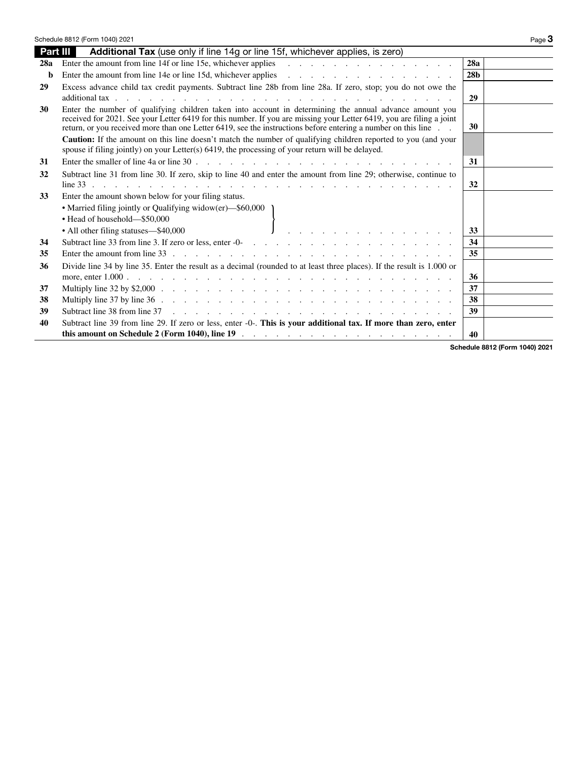## Part III Additional Tax (use only if line 14g or line 15f, whichever applies, is zero)

| | | | |
|---|---|---|---|
| **28a** | Enter the amount from line 14f or line 15e, whichever applies | **28a** | |
| **b** | Enter the amount from line 14e or line 15d, whichever applies | **28b** | |
| **29** | Excess advance child tax credit payments. Subtract line 28b from line 28a. If zero, stop; you do not owe the additional tax | **29** | |
| **30** | Enter the number of qualifying children taken into account in determining the annual advance amount you received for 2021. See your Letter 6419 for this number. If you are missing your Letter 6419, you are filing a joint return, or you received more than one Letter 6419, see the instructions before entering a number on this line | **30** | |
| | **Caution:** If the amount on this line doesn't match the number of qualifying children reported to you (and your spouse if filing jointly) on your Letter(s) 6419, the processing of your return will be delayed. | | |
| **31** | Enter the smaller of line 4a or line 30 | **31** | |
| **32** | Subtract line 31 from line 30. If zero, skip to line 40 and enter the amount from line 29; otherwise, continue to line 33 | **32** | |
| **33** | Enter the amount shown below for your filing status.<br>• Married filing jointly or Qualifying widow(er)—$60,000<br>• Head of household—$50,000<br>• All other filing statuses—$40,000 | **33** | |
| **34** | Subtract line 33 from line 3. If zero or less, enter -0- | **34** | |
| **35** | Enter the amount from line 33 | **35** | |
| **36** | Divide line 34 by line 35. Enter the result as a decimal (rounded to at least three places). If the result is 1.000 or more, enter 1.000 | **36** | |
| **37** | Multiply line 32 by $2,000 | **37** | |
| **38** | Multiply line 37 by line 36 | **38** | |
| **39** | Subtract line 38 from line 37 | **39** | |
| **40** | Subtract line 39 from line 29. If zero or less, enter -0-. **This is your additional tax. If more than zero, enter this amount on Schedule 2 (Form 1040), line 19** | **40** | |

**Schedule 8812 (Form 1040) 2021**